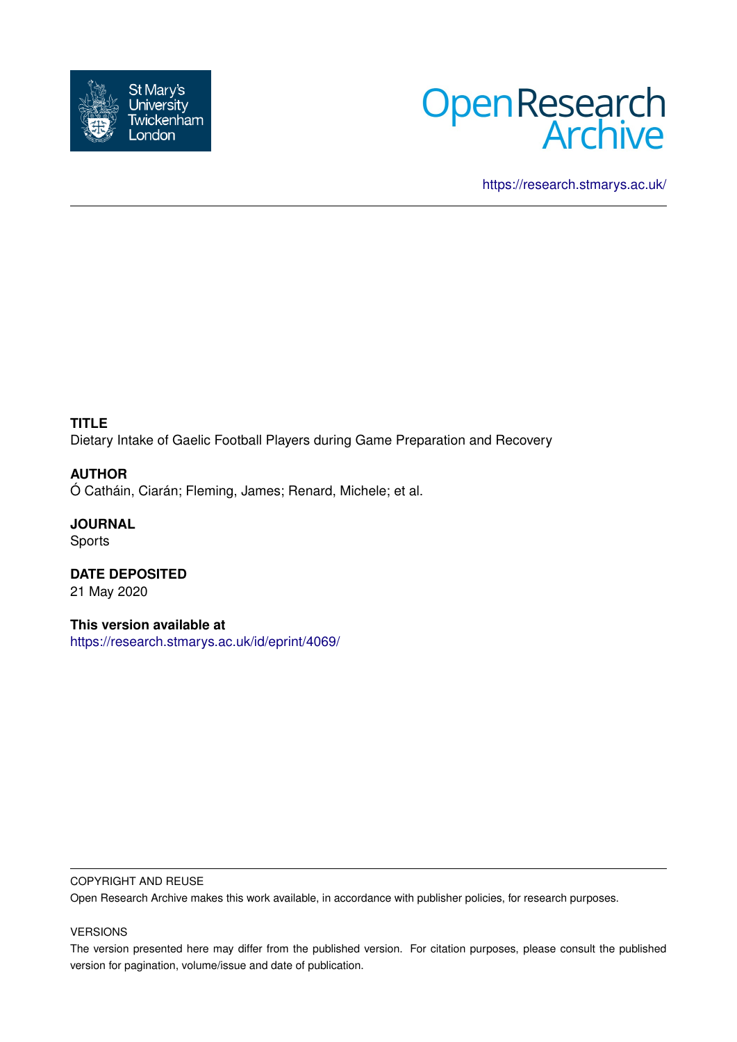St Mary's University Twickenham London

Open Research Archive

https://research.stmarys.ac.uk/

**TITLE**
Dietary Intake of Gaelic Football Players during Game Preparation and Recovery

**AUTHOR**
Ó Catháin, Ciarán; Fleming, James; Renard, Michele; et al.

**JOURNAL**
Sports

**DATE DEPOSITED**
21 May 2020

**This version available at**
https://research.stmarys.ac.uk/id/eprint/4069/

COPYRIGHT AND REUSE

Open Research Archive makes this work available, in accordance with publisher policies, for research purposes.

VERSIONS

The version presented here may differ from the published version. For citation purposes, please consult the published version for pagination, volume/issue and date of publication.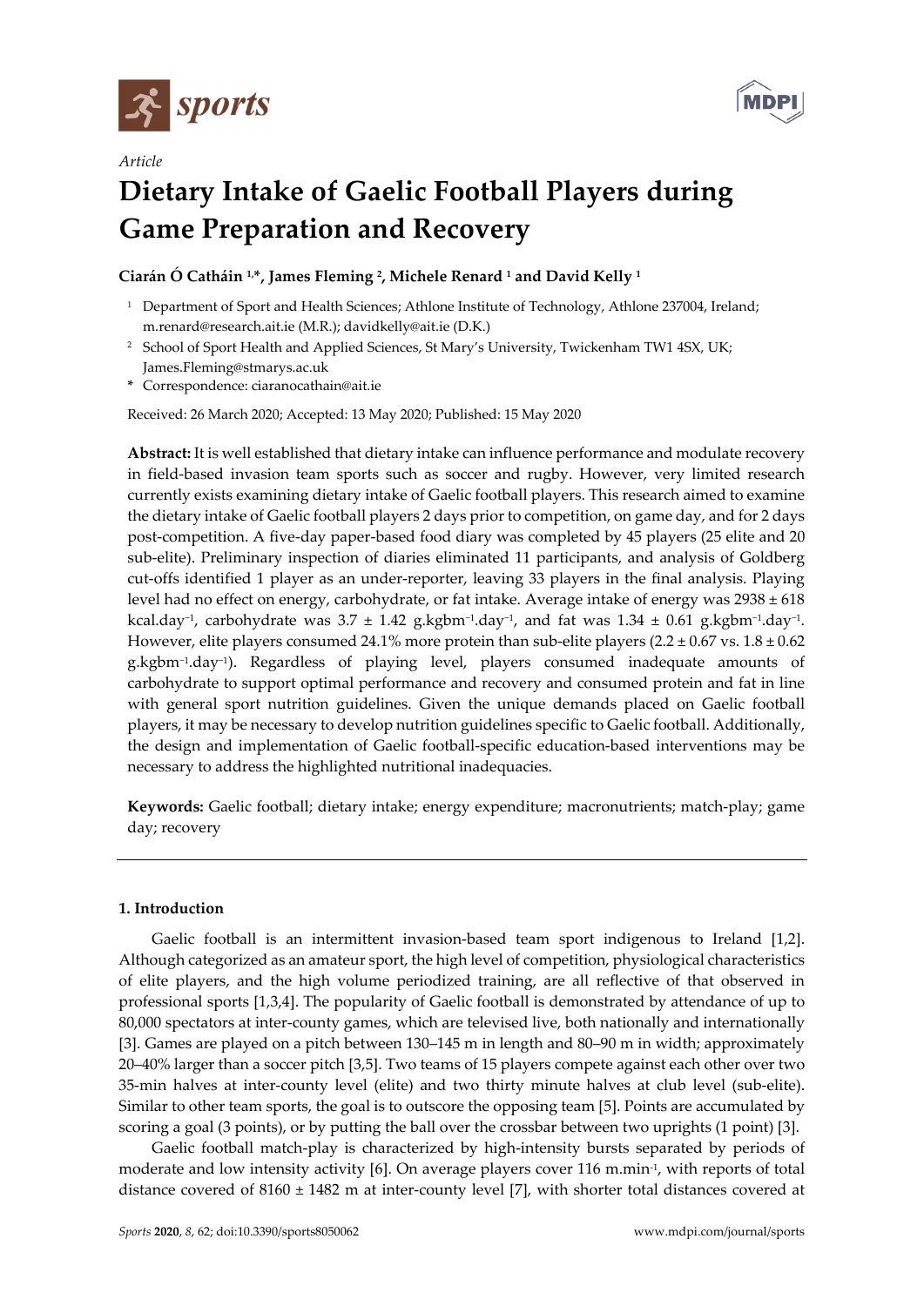# Dietary Intake of Gaelic Football Players during Game Preparation and Recovery

**Ciarán Ó Catháin [1,*], James Fleming [2], Michele Renard [1] and David Kelly [1]**

[1] Department of Sport and Health Sciences; Athlone Institute of Technology, Athlone 237004, Ireland; m.renard@research.ait.ie (M.R.); davidkelly@ait.ie (D.K.)

[2] School of Sport Health and Applied Sciences, St Mary's University, Twickenham TW1 4SX, UK; James.Fleming@stmarys.ac.uk

\* Correspondence: ciaranocathain@ait.ie

Received: 26 March 2020; Accepted: 13 May 2020; Published: 15 May 2020

**Abstract:** It is well established that dietary intake can influence performance and modulate recovery in field-based invasion team sports such as soccer and rugby. However, very limited research currently exists examining dietary intake of Gaelic football players. This research aimed to examine the dietary intake of Gaelic football players 2 days prior to competition, on game day, and for 2 days post-competition. A five-day paper-based food diary was completed by 45 players (25 elite and 20 sub-elite). Preliminary inspection of diaries eliminated 11 participants, and analysis of Goldberg cut-offs identified 1 player as an under-reporter, leaving 33 players in the final analysis. Playing level had no effect on energy, carbohydrate, or fat intake. Average intake of energy was 2938 ± 618 kcal.day$^{-1}$, carbohydrate was 3.7 ± 1.42 g.kgbm$^{-1}$.day$^{-1}$, and fat was 1.34 ± 0.61 g.kgbm$^{-1}$.day$^{-1}$. However, elite players consumed 24.1% more protein than sub-elite players (2.2 ± 0.67 vs. 1.8 ± 0.62 g.kgbm$^{-1}$.day$^{-1}$). Regardless of playing level, players consumed inadequate amounts of carbohydrate to support optimal performance and recovery and consumed protein and fat in line with general sport nutrition guidelines. Given the unique demands placed on Gaelic football players, it may be necessary to develop nutrition guidelines specific to Gaelic football. Additionally, the design and implementation of Gaelic football-specific education-based interventions may be necessary to address the highlighted nutritional inadequacies.

**Keywords:** Gaelic football; dietary intake; energy expenditure; macronutrients; match-play; game day; recovery

## 1. Introduction

Gaelic football is an intermittent invasion-based team sport indigenous to Ireland [1,2]. Although categorized as an amateur sport, the high level of competition, physiological characteristics of elite players, and the high volume periodized training, are all reflective of that observed in professional sports [1,3,4]. The popularity of Gaelic football is demonstrated by attendance of up to 80,000 spectators at inter-county games, which are televised live, both nationally and internationally [3]. Games are played on a pitch between 130–145 m in length and 80–90 m in width; approximately 20–40% larger than a soccer pitch [3,5]. Two teams of 15 players compete against each other over two 35-min halves at inter-county level (elite) and two thirty minute halves at club level (sub-elite). Similar to other team sports, the goal is to outscore the opposing team [5]. Points are accumulated by scoring a goal (3 points), or by putting the ball over the crossbar between two uprights (1 point) [3].

Gaelic football match-play is characterized by high-intensity bursts separated by periods of moderate and low intensity activity [6]. On average players cover 116 m.min$^{-1}$, with reports of total distance covered of 8160 ± 1482 m at inter-county level [7], with shorter total distances covered at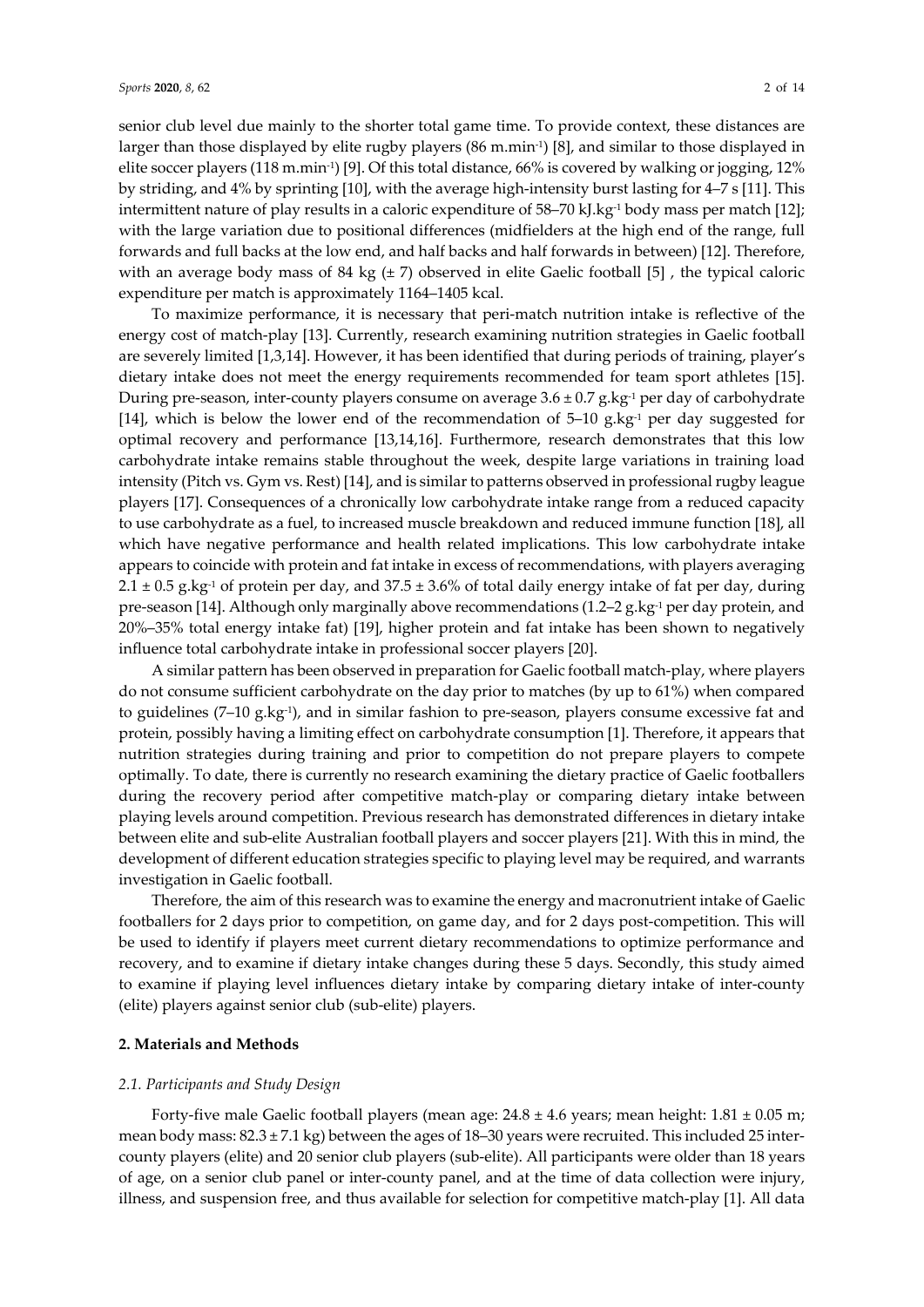senior club level due mainly to the shorter total game time. To provide context, these distances are larger than those displayed by elite rugby players (86 $m.min^{-1}$) [8], and similar to those displayed in elite soccer players (118 $m.min^{-1}$) [9]. Of this total distance, 66% is covered by walking or jogging, 12% by striding, and 4% by sprinting [10], with the average high-intensity burst lasting for 4–7 s [11]. This intermittent nature of play results in a caloric expenditure of 58–70 $kJ.kg^{-1}$ body mass per match [12]; with the large variation due to positional differences (midfielders at the high end of the range, full forwards and full backs at the low end, and half backs and half forwards in between) [12]. Therefore, with an average body mass of 84 kg (± 7) observed in elite Gaelic football [5] , the typical caloric expenditure per match is approximately 1164–1405 kcal.

To maximize performance, it is necessary that peri-match nutrition intake is reflective of the energy cost of match-play [13]. Currently, research examining nutrition strategies in Gaelic football are severely limited [1,3,14]. However, it has been identified that during periods of training, player's dietary intake does not meet the energy requirements recommended for team sport athletes [15]. During pre-season, inter-county players consume on average 3.6 ± 0.7 $g.kg^{-1}$ per day of carbohydrate [14], which is below the lower end of the recommendation of 5–10 $g.kg^{-1}$ per day suggested for optimal recovery and performance [13,14,16]. Furthermore, research demonstrates that this low carbohydrate intake remains stable throughout the week, despite large variations in training load intensity (Pitch vs. Gym vs. Rest) [14], and is similar to patterns observed in professional rugby league players [17]. Consequences of a chronically low carbohydrate intake range from a reduced capacity to use carbohydrate as a fuel, to increased muscle breakdown and reduced immune function [18], all which have negative performance and health related implications. This low carbohydrate intake appears to coincide with protein and fat intake in excess of recommendations, with players averaging 2.1 ± 0.5 $g.kg^{-1}$ of protein per day, and 37.5 ± 3.6% of total daily energy intake of fat per day, during pre-season [14]. Although only marginally above recommendations (1.2–2 $g.kg^{-1}$ per day protein, and 20%–35% total energy intake fat) [19], higher protein and fat intake has been shown to negatively influence total carbohydrate intake in professional soccer players [20].

A similar pattern has been observed in preparation for Gaelic football match-play, where players do not consume sufficient carbohydrate on the day prior to matches (by up to 61%) when compared to guidelines (7–10 $g.kg^{-1}$), and in similar fashion to pre-season, players consume excessive fat and protein, possibly having a limiting effect on carbohydrate consumption [1]. Therefore, it appears that nutrition strategies during training and prior to competition do not prepare players to compete optimally. To date, there is currently no research examining the dietary practice of Gaelic footballers during the recovery period after competitive match-play or comparing dietary intake between playing levels around competition. Previous research has demonstrated differences in dietary intake between elite and sub-elite Australian football players and soccer players [21]. With this in mind, the development of different education strategies specific to playing level may be required, and warrants investigation in Gaelic football.

Therefore, the aim of this research was to examine the energy and macronutrient intake of Gaelic footballers for 2 days prior to competition, on game day, and for 2 days post-competition. This will be used to identify if players meet current dietary recommendations to optimize performance and recovery, and to examine if dietary intake changes during these 5 days. Secondly, this study aimed to examine if playing level influences dietary intake by comparing dietary intake of inter-county (elite) players against senior club (sub-elite) players.

## 2. Materials and Methods

### *2.1. Participants and Study Design*

Forty-five male Gaelic football players (mean age: 24.8 ± 4.6 years; mean height: 1.81 ± 0.05 m; mean body mass: 82.3 ± 7.1 kg) between the ages of 18–30 years were recruited. This included 25 inter-county players (elite) and 20 senior club players (sub-elite). All participants were older than 18 years of age, on a senior club panel or inter-county panel, and at the time of data collection were injury, illness, and suspension free, and thus available for selection for competitive match-play [1]. All data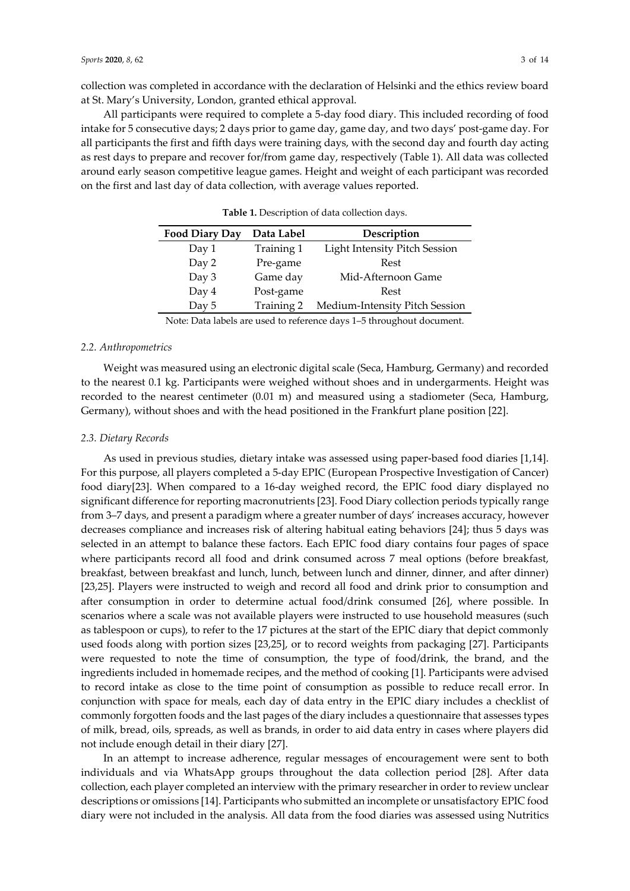collection was completed in accordance with the declaration of Helsinki and the ethics review board at St. Mary's University, London, granted ethical approval.

All participants were required to complete a 5-day food diary. This included recording of food intake for 5 consecutive days; 2 days prior to game day, game day, and two days' post-game day. For all participants the first and fifth days were training days, with the second day and fourth day acting as rest days to prepare and recover for/from game day, respectively (Table 1). All data was collected around early season competitive league games. Height and weight of each participant was recorded on the first and last day of data collection, with average values reported.

**Table 1.** Description of data collection days.

| Food Diary Day | Data Label | Description |
|---|---|---|
| Day 1 | Training 1 | Light Intensity Pitch Session |
| Day 2 | Pre-game | Rest |
| Day 3 | Game day | Mid-Afternoon Game |
| Day 4 | Post-game | Rest |
| Day 5 | Training 2 | Medium-Intensity Pitch Session |

Note: Data labels are used to reference days 1–5 throughout document.

### *2.2. Anthropometrics*

Weight was measured using an electronic digital scale (Seca, Hamburg, Germany) and recorded to the nearest 0.1 kg. Participants were weighed without shoes and in undergarments. Height was recorded to the nearest centimeter (0.01 m) and measured using a stadiometer (Seca, Hamburg, Germany), without shoes and with the head positioned in the Frankfurt plane position [22].

### *2.3. Dietary Records*

As used in previous studies, dietary intake was assessed using paper-based food diaries [1,14]. For this purpose, all players completed a 5-day EPIC (European Prospective Investigation of Cancer) food diary[23]. When compared to a 16-day weighed record, the EPIC food diary displayed no significant difference for reporting macronutrients [23]. Food Diary collection periods typically range from 3–7 days, and present a paradigm where a greater number of days' increases accuracy, however decreases compliance and increases risk of altering habitual eating behaviors [24]; thus 5 days was selected in an attempt to balance these factors. Each EPIC food diary contains four pages of space where participants record all food and drink consumed across 7 meal options (before breakfast, breakfast, between breakfast and lunch, lunch, between lunch and dinner, dinner, and after dinner) [23,25]. Players were instructed to weigh and record all food and drink prior to consumption and after consumption in order to determine actual food/drink consumed [26], where possible. In scenarios where a scale was not available players were instructed to use household measures (such as tablespoon or cups), to refer to the 17 pictures at the start of the EPIC diary that depict commonly used foods along with portion sizes [23,25], or to record weights from packaging [27]. Participants were requested to note the time of consumption, the type of food/drink, the brand, and the ingredients included in homemade recipes, and the method of cooking [1]. Participants were advised to record intake as close to the time point of consumption as possible to reduce recall error. In conjunction with space for meals, each day of data entry in the EPIC diary includes a checklist of commonly forgotten foods and the last pages of the diary includes a questionnaire that assesses types of milk, bread, oils, spreads, as well as brands, in order to aid data entry in cases where players did not include enough detail in their diary [27].

In an attempt to increase adherence, regular messages of encouragement were sent to both individuals and via WhatsApp groups throughout the data collection period [28]. After data collection, each player completed an interview with the primary researcher in order to review unclear descriptions or omissions [14]. Participants who submitted an incomplete or unsatisfactory EPIC food diary were not included in the analysis. All data from the food diaries was assessed using Nutritics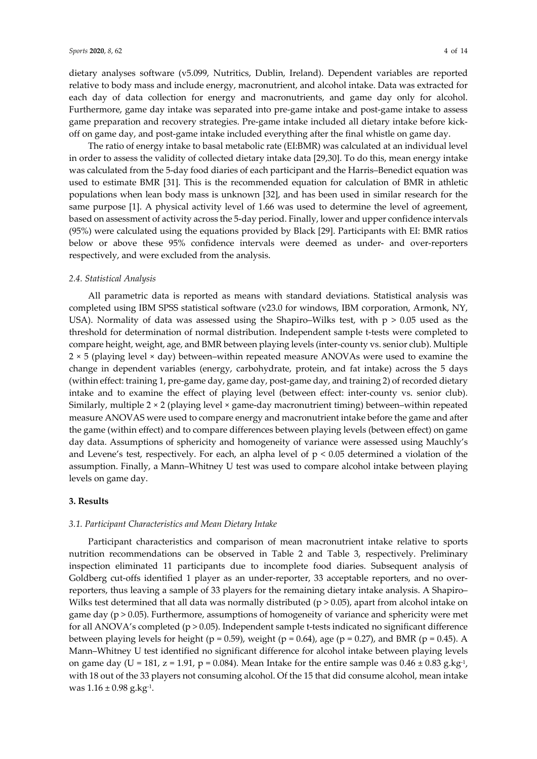dietary analyses software (v5.099, Nutritics, Dublin, Ireland). Dependent variables are reported relative to body mass and include energy, macronutrient, and alcohol intake. Data was extracted for each day of data collection for energy and macronutrients, and game day only for alcohol. Furthermore, game day intake was separated into pre-game intake and post-game intake to assess game preparation and recovery strategies. Pre-game intake included all dietary intake before kick-off on game day, and post-game intake included everything after the final whistle on game day.

The ratio of energy intake to basal metabolic rate (EI:BMR) was calculated at an individual level in order to assess the validity of collected dietary intake data [29,30]. To do this, mean energy intake was calculated from the 5-day food diaries of each participant and the Harris–Benedict equation was used to estimate BMR [31]. This is the recommended equation for calculation of BMR in athletic populations when lean body mass is unknown [32], and has been used in similar research for the same purpose [1]. A physical activity level of 1.66 was used to determine the level of agreement, based on assessment of activity across the 5-day period. Finally, lower and upper confidence intervals (95%) were calculated using the equations provided by Black [29]. Participants with EI: BMR ratios below or above these 95% confidence intervals were deemed as under- and over-reporters respectively, and were excluded from the analysis.

### *2.4. Statistical Analysis*

All parametric data is reported as means with standard deviations. Statistical analysis was completed using IBM SPSS statistical software (v23.0 for windows, IBM corporation, Armonk, NY, USA). Normality of data was assessed using the Shapiro–Wilks test, with $p > 0.05$ used as the threshold for determination of normal distribution. Independent sample t-tests were completed to compare height, weight, age, and BMR between playing levels (inter-county vs. senior club). Multiple $2 \times 5$ (playing level × day) between–within repeated measure ANOVAs were used to examine the change in dependent variables (energy, carbohydrate, protein, and fat intake) across the 5 days (within effect: training 1, pre-game day, game day, post-game day, and training 2) of recorded dietary intake and to examine the effect of playing level (between effect: inter-county vs. senior club). Similarly, multiple $2 \times 2$ (playing level × game-day macronutrient timing) between–within repeated measure ANOVAS were used to compare energy and macronutrient intake before the game and after the game (within effect) and to compare differences between playing levels (between effect) on game day data. Assumptions of sphericity and homogeneity of variance were assessed using Mauchly's and Levene's test, respectively. For each, an alpha level of $p < 0.05$ determined a violation of the assumption. Finally, a Mann–Whitney U test was used to compare alcohol intake between playing levels on game day.

## **3. Results**

### *3.1. Participant Characteristics and Mean Dietary Intake*

Participant characteristics and comparison of mean macronutrient intake relative to sports nutrition recommendations can be observed in Table 2 and Table 3, respectively. Preliminary inspection eliminated 11 participants due to incomplete food diaries. Subsequent analysis of Goldberg cut-offs identified 1 player as an under-reporter, 33 acceptable reporters, and no over-reporters, thus leaving a sample of 33 players for the remaining dietary intake analysis. A Shapiro–Wilks test determined that all data was normally distributed ($p > 0.05$), apart from alcohol intake on game day ($p > 0.05$). Furthermore, assumptions of homogeneity of variance and sphericity were met for all ANOVA's completed ($p > 0.05$). Independent sample t-tests indicated no significant difference between playing levels for height ($p = 0.59$), weight ($p = 0.64$), age ($p = 0.27$), and BMR ($p = 0.45$). A Mann–Whitney U test identified no significant difference for alcohol intake between playing levels on game day ($U = 181$, $z = 1.91$, $p = 0.084$). Mean Intake for the entire sample was $0.46 \pm 0.83$ g.kg$^{-1}$, with 18 out of the 33 players not consuming alcohol. Of the 15 that did consume alcohol, mean intake was $1.16 \pm 0.98$ g.kg$^{-1}$.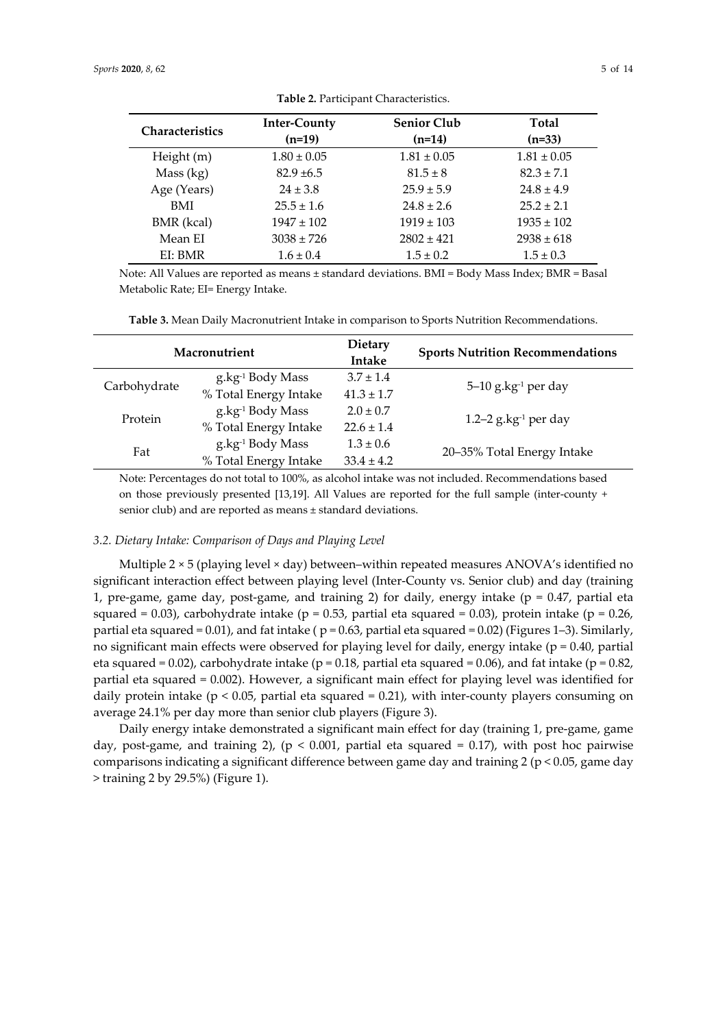**Table 2.** Participant Characteristics.

| Characteristics | Inter-County (n=19) | Senior Club (n=14) | Total (n=33) |
|---|---|---|---|
| Height (m) | 1.80 ± 0.05 | 1.81 ± 0.05 | 1.81 ± 0.05 |
| Mass (kg) | 82.9 ±6.5 | 81.5 ± 8 | 82.3 ± 7.1 |
| Age (Years) | 24 ± 3.8 | 25.9 ± 5.9 | 24.8 ± 4.9 |
| BMI | 25.5 ± 1.6 | 24.8 ± 2.6 | 25.2 ± 2.1 |
| BMR (kcal) | 1947 ± 102 | 1919 ± 103 | 1935 ± 102 |
| Mean EI | 3038 ± 726 | 2802 ± 421 | 2938 ± 618 |
| EI: BMR | 1.6 ± 0.4 | 1.5 ± 0.2 | 1.5 ± 0.3 |

Note: All Values are reported as means ± standard deviations. BMI = Body Mass Index; BMR = Basal Metabolic Rate; EI= Energy Intake.

**Table 3.** Mean Daily Macronutrient Intake in comparison to Sports Nutrition Recommendations.

| Macronutrient | | Dietary Intake | Sports Nutrition Recommendations |
|---|---|---|---|
| Carbohydrate | g.kg$^{-1}$ Body Mass | 3.7 ± 1.4 | 5–10 g.kg$^{-1}$ per day |
| | % Total Energy Intake | 41.3 ± 1.7 | |
| Protein | g.kg$^{-1}$ Body Mass | 2.0 ± 0.7 | 1.2–2 g.kg$^{-1}$ per day |
| | % Total Energy Intake | 22.6 ± 1.4 | |
| Fat | g.kg$^{-1}$ Body Mass | 1.3 ± 0.6 | 20–35% Total Energy Intake |
| | % Total Energy Intake | 33.4 ± 4.2 | |

Note: Percentages do not total to 100%, as alcohol intake was not included. Recommendations based on those previously presented [13,19]. All Values are reported for the full sample (inter-county + senior club) and are reported as means ± standard deviations.

### *3.2. Dietary Intake: Comparison of Days and Playing Level*

Multiple 2 × 5 (playing level × day) between–within repeated measures ANOVA's identified no significant interaction effect between playing level (Inter-County vs. Senior club) and day (training 1, pre-game, game day, post-game, and training 2) for daily, energy intake ($p = 0.47$, partial eta squared = 0.03), carbohydrate intake ($p = 0.53$, partial eta squared = 0.03), protein intake ($p = 0.26$, partial eta squared = 0.01), and fat intake ( $p = 0.63$, partial eta squared = 0.02) (Figures 1–3). Similarly, no significant main effects were observed for playing level for daily, energy intake ($p = 0.40$, partial eta squared = 0.02), carbohydrate intake ($p = 0.18$, partial eta squared = 0.06), and fat intake ($p = 0.82$, partial eta squared = 0.002). However, a significant main effect for playing level was identified for daily protein intake ($p < 0.05$, partial eta squared = 0.21), with inter-county players consuming on average 24.1% per day more than senior club players (Figure 3).

Daily energy intake demonstrated a significant main effect for day (training 1, pre-game, game day, post-game, and training 2), ($p < 0.001$, partial eta squared = 0.17), with post hoc pairwise comparisons indicating a significant difference between game day and training 2 ($p < 0.05$, game day > training 2 by 29.5%) (Figure 1).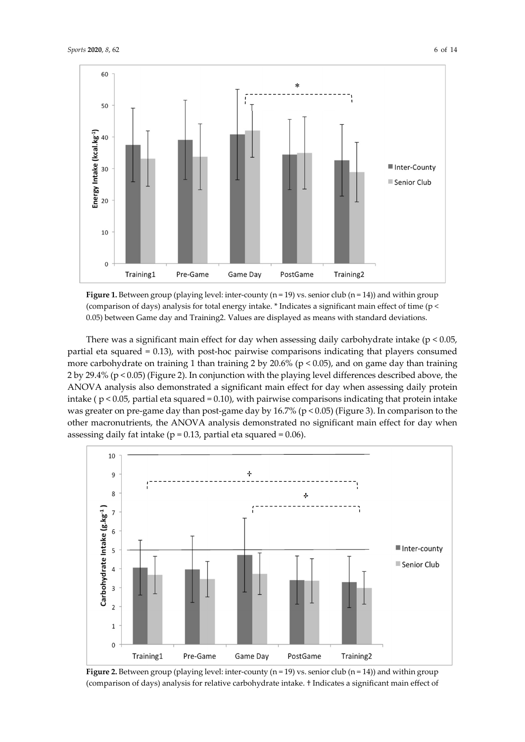**Figure 1.** Between group (playing level: inter-county (n = 19) vs. senior club (n = 14)) and within group (comparison of days) analysis for total energy intake. * Indicates a significant main effect of time ($p < 0.05$) between Game day and Training2. Values are displayed as means with standard deviations.

There was a significant main effect for day when assessing daily carbohydrate intake ($p < 0.05$, partial eta squared = 0.13), with post-hoc pairwise comparisons indicating that players consumed more carbohydrate on training 1 than training 2 by 20.6% ($p < 0.05$), and on game day than training 2 by 29.4% ($p < 0.05$) (Figure 2). In conjunction with the playing level differences described above, the ANOVA analysis also demonstrated a significant main effect for day when assessing daily protein intake ( $p < 0.05$, partial eta squared = 0.10), with pairwise comparisons indicating that protein intake was greater on pre-game day than post-game day by 16.7% ($p < 0.05$) (Figure 3). In comparison to the other macronutrients, the ANOVA analysis demonstrated no significant main effect for day when assessing daily fat intake ($p = 0.13$, partial eta squared = 0.06).

**Figure 2.** Between group (playing level: inter-county (n = 19) vs. senior club (n = 14)) and within group (comparison of days) analysis for relative carbohydrate intake. † Indicates a significant main effect of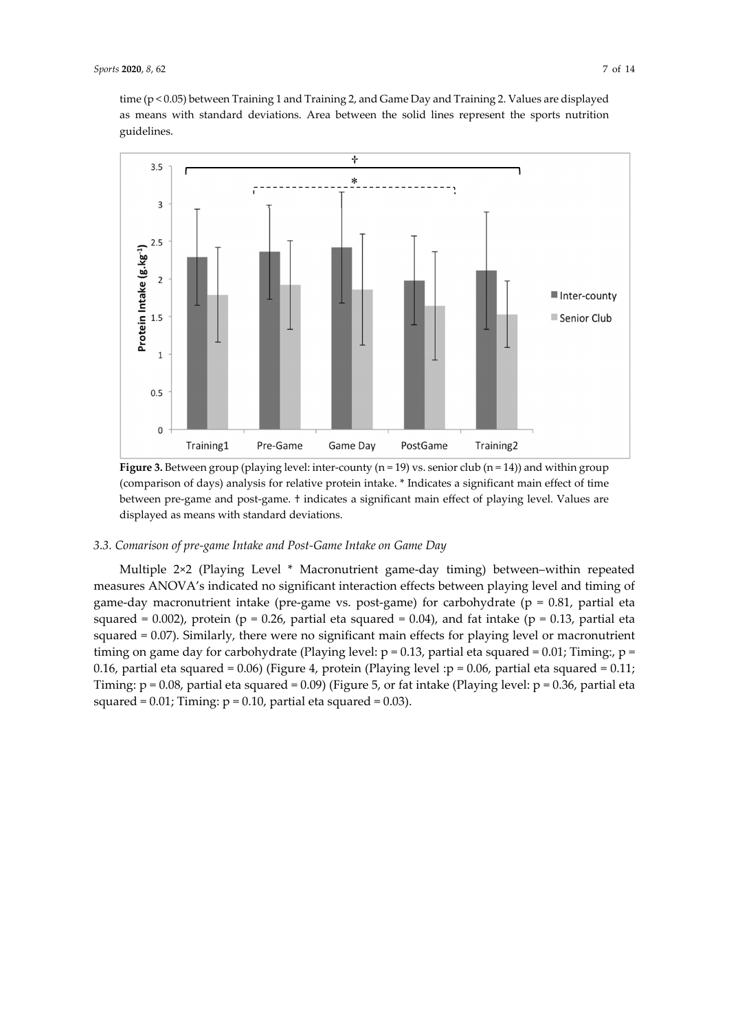time ($p < 0.05$) between Training 1 and Training 2, and Game Day and Training 2. Values are displayed as means with standard deviations. Area between the solid lines represent the sports nutrition guidelines.

**Figure 3.** Between group (playing level: inter-county ($n = 19$) vs. senior club ($n = 14$)) and within group (comparison of days) analysis for relative protein intake. * Indicates a significant main effect of time between pre-game and post-game. † indicates a significant main effect of playing level. Values are displayed as means with standard deviations.

### *3.3. Comarison of pre-game Intake and Post-Game Intake on Game Day*

Multiple 2×2 (Playing Level * Macronutrient game-day timing) between–within repeated measures ANOVA's indicated no significant interaction effects between playing level and timing of game-day macronutrient intake (pre-game vs. post-game) for carbohydrate ($p = 0.81$, partial eta squared = 0.002), protein ($p = 0.26$, partial eta squared = 0.04), and fat intake ($p = 0.13$, partial eta squared = 0.07). Similarly, there were no significant main effects for playing level or macronutrient timing on game day for carbohydrate (Playing level: $p = 0.13$, partial eta squared = 0.01; Timing:, $p = 0.16$, partial eta squared = 0.06) (Figure 4, protein (Playing level :$p = 0.06$, partial eta squared = 0.11; Timing: $p = 0.08$, partial eta squared = 0.09) (Figure 5, or fat intake (Playing level: $p = 0.36$, partial eta squared = 0.01; Timing: $p = 0.10$, partial eta squared = 0.03).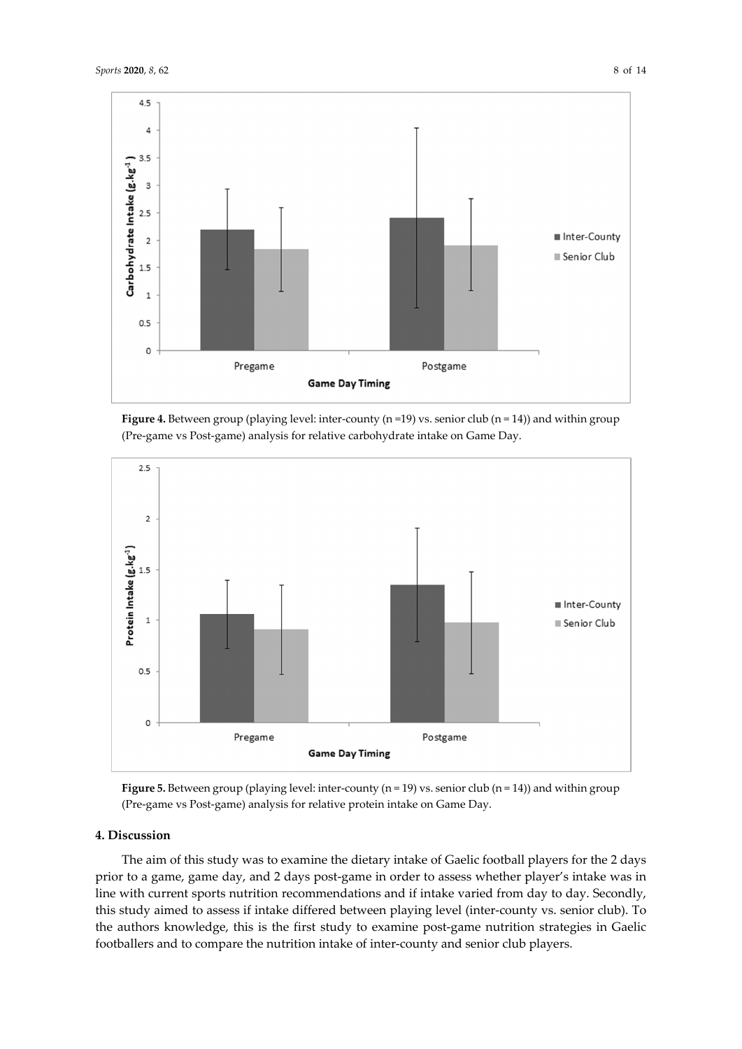**Figure 4.** Between group (playing level: inter-county (n =19) vs. senior club (n = 14)) and within group (Pre-game vs Post-game) analysis for relative carbohydrate intake on Game Day.

**Figure 5.** Between group (playing level: inter-county (n = 19) vs. senior club (n = 14)) and within group (Pre-game vs Post-game) analysis for relative protein intake on Game Day.

## 4. Discussion

The aim of this study was to examine the dietary intake of Gaelic football players for the 2 days prior to a game, game day, and 2 days post-game in order to assess whether player's intake was in line with current sports nutrition recommendations and if intake varied from day to day. Secondly, this study aimed to assess if intake differed between playing level (inter-county vs. senior club). To the authors knowledge, this is the first study to examine post-game nutrition strategies in Gaelic footballers and to compare the nutrition intake of inter-county and senior club players.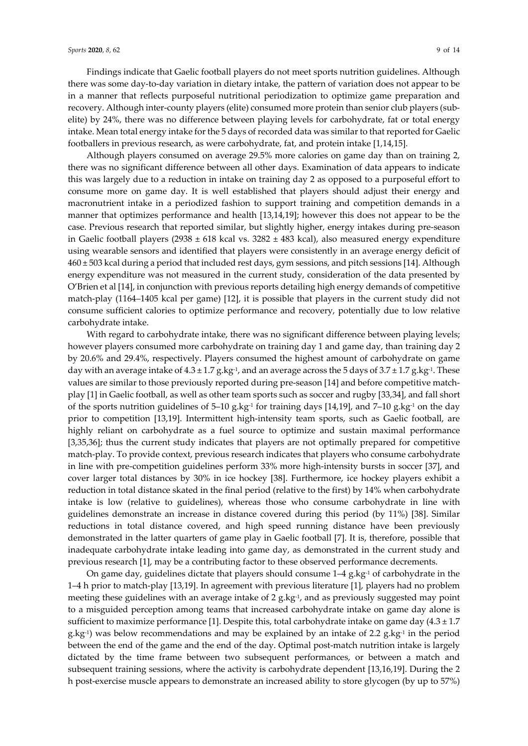Findings indicate that Gaelic football players do not meet sports nutrition guidelines. Although there was some day-to-day variation in dietary intake, the pattern of variation does not appear to be in a manner that reflects purposeful nutritional periodization to optimize game preparation and recovery. Although inter-county players (elite) consumed more protein than senior club players (sub-elite) by 24%, there was no difference between playing levels for carbohydrate, fat or total energy intake. Mean total energy intake for the 5 days of recorded data was similar to that reported for Gaelic footballers in previous research, as were carbohydrate, fat, and protein intake [1,14,15].

Although players consumed on average 29.5% more calories on game day than on training 2, there was no significant difference between all other days. Examination of data appears to indicate this was largely due to a reduction in intake on training day 2 as opposed to a purposeful effort to consume more on game day. It is well established that players should adjust their energy and macronutrient intake in a periodized fashion to support training and competition demands in a manner that optimizes performance and health [13,14,19]; however this does not appear to be the case. Previous research that reported similar, but slightly higher, energy intakes during pre-season in Gaelic football players (2938 ± 618 kcal vs. 3282 ± 483 kcal), also measured energy expenditure using wearable sensors and identified that players were consistently in an average energy deficit of 460 ± 503 kcal during a period that included rest days, gym sessions, and pitch sessions [14]. Although energy expenditure was not measured in the current study, consideration of the data presented by O'Brien et al [14], in conjunction with previous reports detailing high energy demands of competitive match-play (1164–1405 kcal per game) [12], it is possible that players in the current study did not consume sufficient calories to optimize performance and recovery, potentially due to low relative carbohydrate intake.

With regard to carbohydrate intake, there was no significant difference between playing levels; however players consumed more carbohydrate on training day 1 and game day, than training day 2 by 20.6% and 29.4%, respectively. Players consumed the highest amount of carbohydrate on game day with an average intake of 4.3 ± 1.7 $g.kg^{-1}$, and an average across the 5 days of 3.7 ± 1.7 $g.kg^{-1}$. These values are similar to those previously reported during pre-season [14] and before competitive match-play [1] in Gaelic football, as well as other team sports such as soccer and rugby [33,34], and fall short of the sports nutrition guidelines of 5–10 $g.kg^{-1}$ for training days [14,19], and 7–10 $g.kg^{-1}$ on the day prior to competition [13,19]. Intermittent high-intensity team sports, such as Gaelic football, are highly reliant on carbohydrate as a fuel source to optimize and sustain maximal performance [3,35,36]; thus the current study indicates that players are not optimally prepared for competitive match-play. To provide context, previous research indicates that players who consume carbohydrate in line with pre-competition guidelines perform 33% more high-intensity bursts in soccer [37], and cover larger total distances by 30% in ice hockey [38]. Furthermore, ice hockey players exhibit a reduction in total distance skated in the final period (relative to the first) by 14% when carbohydrate intake is low (relative to guidelines), whereas those who consume carbohydrate in line with guidelines demonstrate an increase in distance covered during this period (by 11%) [38]. Similar reductions in total distance covered, and high speed running distance have been previously demonstrated in the latter quarters of game play in Gaelic football [7]. It is, therefore, possible that inadequate carbohydrate intake leading into game day, as demonstrated in the current study and previous research [1], may be a contributing factor to these observed performance decrements.

On game day, guidelines dictate that players should consume 1–4 $g.kg^{-1}$ of carbohydrate in the 1–4 h prior to match-play [13,19]. In agreement with previous literature [1], players had no problem meeting these guidelines with an average intake of 2 $g.kg^{-1}$, and as previously suggested may point to a misguided perception among teams that increased carbohydrate intake on game day alone is sufficient to maximize performance [1]. Despite this, total carbohydrate intake on game day (4.3 ± 1.7 $g.kg^{-1}$) was below recommendations and may be explained by an intake of 2.2 $g.kg^{-1}$ in the period between the end of the game and the end of the day. Optimal post-match nutrition intake is largely dictated by the time frame between two subsequent performances, or between a match and subsequent training sessions, where the activity is carbohydrate dependent [13,16,19]. During the 2 h post-exercise muscle appears to demonstrate an increased ability to store glycogen (by up to 57%)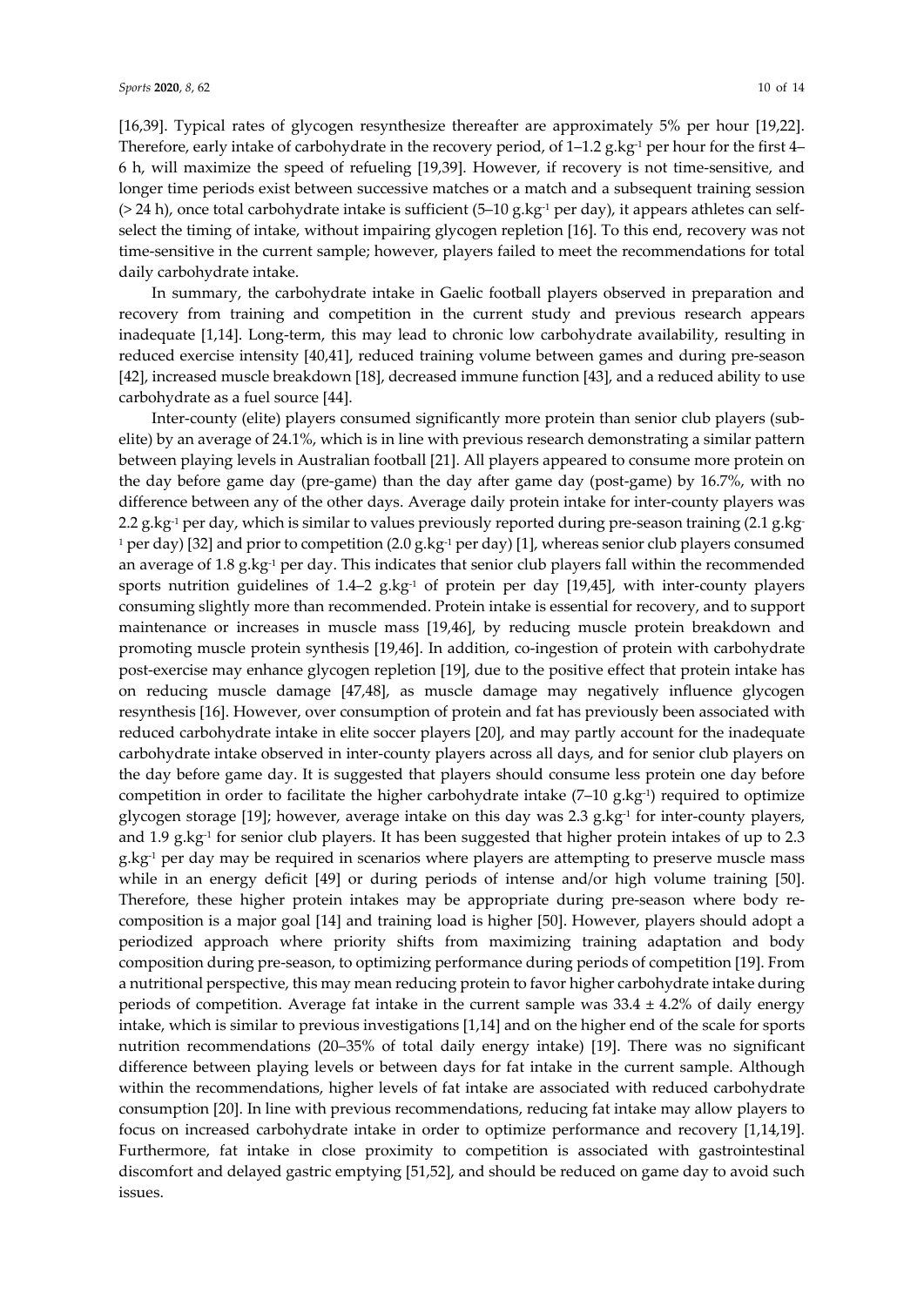[16,39]. Typical rates of glycogen resynthesize thereafter are approximately 5% per hour [19,22]. Therefore, early intake of carbohydrate in the recovery period, of 1–1.2 $g.kg^{-1}$ per hour for the first 4–6 h, will maximize the speed of refueling [19,39]. However, if recovery is not time-sensitive, and longer time periods exist between successive matches or a match and a subsequent training session (> 24 h), once total carbohydrate intake is sufficient (5–10 $g.kg^{-1}$ per day), it appears athletes can self-select the timing of intake, without impairing glycogen repletion [16]. To this end, recovery was not time-sensitive in the current sample; however, players failed to meet the recommendations for total daily carbohydrate intake.

In summary, the carbohydrate intake in Gaelic football players observed in preparation and recovery from training and competition in the current study and previous research appears inadequate [1,14]. Long-term, this may lead to chronic low carbohydrate availability, resulting in reduced exercise intensity [40,41], reduced training volume between games and during pre-season [42], increased muscle breakdown [18], decreased immune function [43], and a reduced ability to use carbohydrate as a fuel source [44].

Inter-county (elite) players consumed significantly more protein than senior club players (sub-elite) by an average of 24.1%, which is in line with previous research demonstrating a similar pattern between playing levels in Australian football [21]. All players appeared to consume more protein on the day before game day (pre-game) than the day after game day (post-game) by 16.7%, with no difference between any of the other days. Average daily protein intake for inter-county players was 2.2 $g.kg^{-1}$ per day, which is similar to values previously reported during pre-season training (2.1 $g.kg^{-1}$ per day) [32] and prior to competition (2.0 $g.kg^{-1}$ per day) [1], whereas senior club players consumed an average of 1.8 $g.kg^{-1}$ per day. This indicates that senior club players fall within the recommended sports nutrition guidelines of 1.4–2 $g.kg^{-1}$ of protein per day [19,45], with inter-county players consuming slightly more than recommended. Protein intake is essential for recovery, and to support maintenance or increases in muscle mass [19,46], by reducing muscle protein breakdown and promoting muscle protein synthesis [19,46]. In addition, co-ingestion of protein with carbohydrate post-exercise may enhance glycogen repletion [19], due to the positive effect that protein intake has on reducing muscle damage [47,48], as muscle damage may negatively influence glycogen resynthesis [16]. However, over consumption of protein and fat has previously been associated with reduced carbohydrate intake in elite soccer players [20], and may partly account for the inadequate carbohydrate intake observed in inter-county players across all days, and for senior club players on the day before game day. It is suggested that players should consume less protein one day before competition in order to facilitate the higher carbohydrate intake (7–10 $g.kg^{-1}$) required to optimize glycogen storage [19]; however, average intake on this day was 2.3 $g.kg^{-1}$ for inter-county players, and 1.9 $g.kg^{-1}$ for senior club players. It has been suggested that higher protein intakes of up to 2.3 $g.kg^{-1}$ per day may be required in scenarios where players are attempting to preserve muscle mass while in an energy deficit [49] or during periods of intense and/or high volume training [50]. Therefore, these higher protein intakes may be appropriate during pre-season where body re-composition is a major goal [14] and training load is higher [50]. However, players should adopt a periodized approach where priority shifts from maximizing training adaptation and body composition during pre-season, to optimizing performance during periods of competition [19]. From a nutritional perspective, this may mean reducing protein to favor higher carbohydrate intake during periods of competition. Average fat intake in the current sample was 33.4 ± 4.2% of daily energy intake, which is similar to previous investigations [1,14] and on the higher end of the scale for sports nutrition recommendations (20–35% of total daily energy intake) [19]. There was no significant difference between playing levels or between days for fat intake in the current sample. Although within the recommendations, higher levels of fat intake are associated with reduced carbohydrate consumption [20]. In line with previous recommendations, reducing fat intake may allow players to focus on increased carbohydrate intake in order to optimize performance and recovery [1,14,19]. Furthermore, fat intake in close proximity to competition is associated with gastrointestinal discomfort and delayed gastric emptying [51,52], and should be reduced on game day to avoid such issues.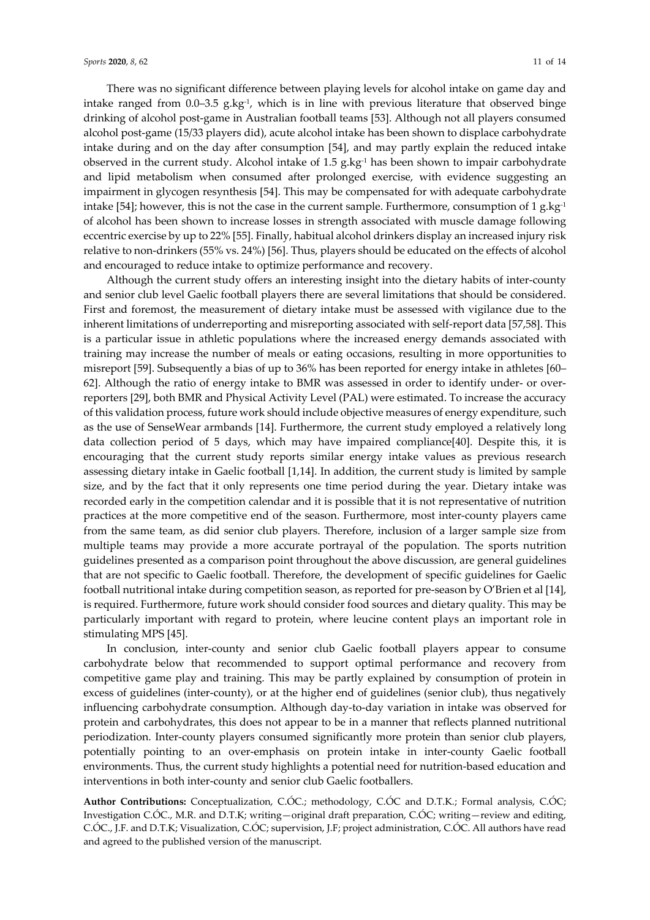There was no significant difference between playing levels for alcohol intake on game day and intake ranged from 0.0–3.5 g.kg$^{-1}$, which is in line with previous literature that observed binge drinking of alcohol post-game in Australian football teams [53]. Although not all players consumed alcohol post-game (15/33 players did), acute alcohol intake has been shown to displace carbohydrate intake during and on the day after consumption [54], and may partly explain the reduced intake observed in the current study. Alcohol intake of 1.5 g.kg$^{-1}$ has been shown to impair carbohydrate and lipid metabolism when consumed after prolonged exercise, with evidence suggesting an impairment in glycogen resynthesis [54]. This may be compensated for with adequate carbohydrate intake [54]; however, this is not the case in the current sample. Furthermore, consumption of 1 g.kg$^{-1}$ of alcohol has been shown to increase losses in strength associated with muscle damage following eccentric exercise by up to 22% [55]. Finally, habitual alcohol drinkers display an increased injury risk relative to non-drinkers (55% vs. 24%) [56]. Thus, players should be educated on the effects of alcohol and encouraged to reduce intake to optimize performance and recovery.

Although the current study offers an interesting insight into the dietary habits of inter-county and senior club level Gaelic football players there are several limitations that should be considered. First and foremost, the measurement of dietary intake must be assessed with vigilance due to the inherent limitations of underreporting and misreporting associated with self-report data [57,58]. This is a particular issue in athletic populations where the increased energy demands associated with training may increase the number of meals or eating occasions, resulting in more opportunities to misreport [59]. Subsequently a bias of up to 36% has been reported for energy intake in athletes [60–62]. Although the ratio of energy intake to BMR was assessed in order to identify under- or over-reporters [29], both BMR and Physical Activity Level (PAL) were estimated. To increase the accuracy of this validation process, future work should include objective measures of energy expenditure, such as the use of SenseWear armbands [14]. Furthermore, the current study employed a relatively long data collection period of 5 days, which may have impaired compliance[40]. Despite this, it is encouraging that the current study reports similar energy intake values as previous research assessing dietary intake in Gaelic football [1,14]. In addition, the current study is limited by sample size, and by the fact that it only represents one time period during the year. Dietary intake was recorded early in the competition calendar and it is possible that it is not representative of nutrition practices at the more competitive end of the season. Furthermore, most inter-county players came from the same team, as did senior club players. Therefore, inclusion of a larger sample size from multiple teams may provide a more accurate portrayal of the population. The sports nutrition guidelines presented as a comparison point throughout the above discussion, are general guidelines that are not specific to Gaelic football. Therefore, the development of specific guidelines for Gaelic football nutritional intake during competition season, as reported for pre-season by O'Brien et al [14], is required. Furthermore, future work should consider food sources and dietary quality. This may be particularly important with regard to protein, where leucine content plays an important role in stimulating MPS [45].

In conclusion, inter-county and senior club Gaelic football players appear to consume carbohydrate below that recommended to support optimal performance and recovery from competitive game play and training. This may be partly explained by consumption of protein in excess of guidelines (inter-county), or at the higher end of guidelines (senior club), thus negatively influencing carbohydrate consumption. Although day-to-day variation in intake was observed for protein and carbohydrates, this does not appear to be in a manner that reflects planned nutritional periodization. Inter-county players consumed significantly more protein than senior club players, potentially pointing to an over-emphasis on protein intake in inter-county Gaelic football environments. Thus, the current study highlights a potential need for nutrition-based education and interventions in both inter-county and senior club Gaelic footballers.

**Author Contributions:** Conceptualization, C.ÓC.; methodology, C.ÓC and D.T.K.; Formal analysis, C.ÓC; Investigation C.ÓC., M.R. and D.T.K; writing—original draft preparation, C.ÓC; writing—review and editing, C.ÓC., J.F. and D.T.K; Visualization, C.ÓC; supervision, J.F; project administration, C.ÓC. All authors have read and agreed to the published version of the manuscript.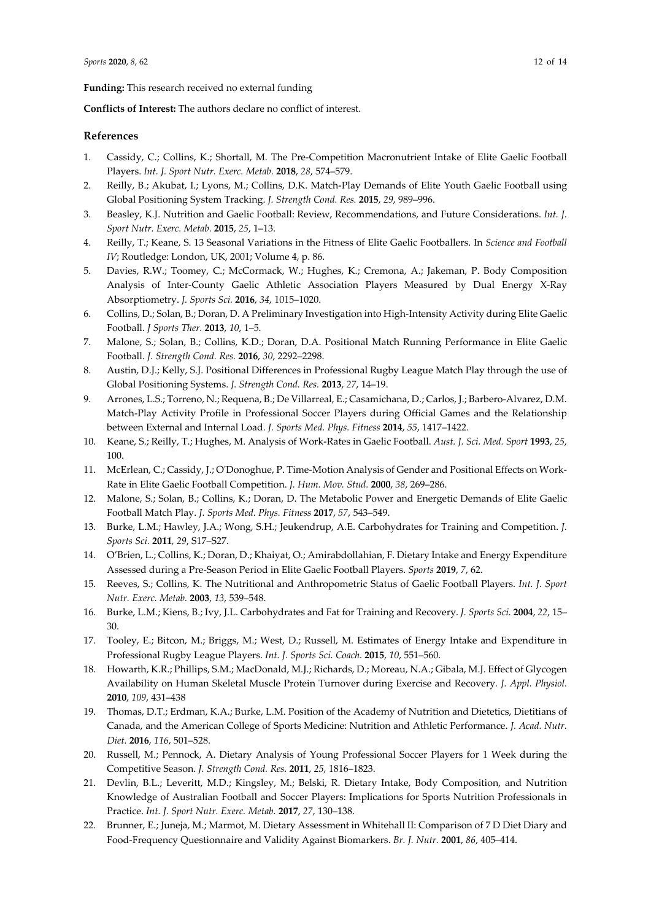**Funding:** This research received no external funding

**Conflicts of Interest:** The authors declare no conflict of interest.

## References

1. Cassidy, C.; Collins, K.; Shortall, M. The Pre-Competition Macronutrient Intake of Elite Gaelic Football Players. *Int. J. Sport Nutr. Exerc. Metab.* **2018**, *28*, 574–579.
2. Reilly, B.; Akubat, I.; Lyons, M.; Collins, D.K. Match-Play Demands of Elite Youth Gaelic Football using Global Positioning System Tracking. *J. Strength Cond. Res.* **2015**, *29*, 989–996.
3. Beasley, K.J. Nutrition and Gaelic Football: Review, Recommendations, and Future Considerations. *Int. J. Sport Nutr. Exerc. Metab.* **2015**, *25*, 1–13.
4. Reilly, T.; Keane, S. 13 Seasonal Variations in the Fitness of Elite Gaelic Footballers. In *Science and Football IV*; Routledge: London, UK, 2001; Volume 4, p. 86.
5. Davies, R.W.; Toomey, C.; McCormack, W.; Hughes, K.; Cremona, A.; Jakeman, P. Body Composition Analysis of Inter-County Gaelic Athletic Association Players Measured by Dual Energy X-Ray Absorptiometry. *J. Sports Sci.* **2016**, *34*, 1015–1020.
6. Collins, D.; Solan, B.; Doran, D. A Preliminary Investigation into High-Intensity Activity during Elite Gaelic Football. *J Sports Ther.* **2013**, *10*, 1–5.
7. Malone, S.; Solan, B.; Collins, K.D.; Doran, D.A. Positional Match Running Performance in Elite Gaelic Football. *J. Strength Cond. Res.* **2016**, *30*, 2292–2298.
8. Austin, D.J.; Kelly, S.J. Positional Differences in Professional Rugby League Match Play through the use of Global Positioning Systems. *J. Strength Cond. Res.* **2013**, *27*, 14–19.
9. Arrones, L.S.; Torreno, N.; Requena, B.; De Villarreal, E.; Casamichana, D.; Carlos, J.; Barbero-Alvarez, D.M. Match-Play Activity Profile in Professional Soccer Players during Official Games and the Relationship between External and Internal Load. *J. Sports Med. Phys. Fitness* **2014**, *55*, 1417–1422.
10. Keane, S.; Reilly, T.; Hughes, M. Analysis of Work-Rates in Gaelic Football. *Aust. J. Sci. Med. Sport* **1993**, *25*, 100.
11. McErlean, C.; Cassidy, J.; O'Donoghue, P. Time-Motion Analysis of Gender and Positional Effects on Work-Rate in Elite Gaelic Football Competition. *J. Hum. Mov. Stud.* **2000**, *38*, 269–286.
12. Malone, S.; Solan, B.; Collins, K.; Doran, D. The Metabolic Power and Energetic Demands of Elite Gaelic Football Match Play. *J. Sports Med. Phys. Fitness* **2017**, *57*, 543–549.
13. Burke, L.M.; Hawley, J.A.; Wong, S.H.; Jeukendrup, A.E. Carbohydrates for Training and Competition. *J. Sports Sci.* **2011**, *29*, S17–S27.
14. O'Brien, L.; Collins, K.; Doran, D.; Khaiyat, O.; Amirabdollahian, F. Dietary Intake and Energy Expenditure Assessed during a Pre-Season Period in Elite Gaelic Football Players. *Sports* **2019**, *7*, 62.
15. Reeves, S.; Collins, K. The Nutritional and Anthropometric Status of Gaelic Football Players. *Int. J. Sport Nutr. Exerc. Metab.* **2003**, *13*, 539–548.
16. Burke, L.M.; Kiens, B.; Ivy, J.L. Carbohydrates and Fat for Training and Recovery. *J. Sports Sci.* **2004**, *22*, 15–30.
17. Tooley, E.; Bitcon, M.; Briggs, M.; West, D.; Russell, M. Estimates of Energy Intake and Expenditure in Professional Rugby League Players. *Int. J. Sports Sci. Coach.* **2015**, *10*, 551–560.
18. Howarth, K.R.; Phillips, S.M.; MacDonald, M.J.; Richards, D.; Moreau, N.A.; Gibala, M.J. Effect of Glycogen Availability on Human Skeletal Muscle Protein Turnover during Exercise and Recovery. *J. Appl. Physiol.* **2010**, *109*, 431–438
19. Thomas, D.T.; Erdman, K.A.; Burke, L.M. Position of the Academy of Nutrition and Dietetics, Dietitians of Canada, and the American College of Sports Medicine: Nutrition and Athletic Performance. *J. Acad. Nutr. Diet.* **2016**, *116*, 501–528.
20. Russell, M.; Pennock, A. Dietary Analysis of Young Professional Soccer Players for 1 Week during the Competitive Season. *J. Strength Cond. Res.* **2011**, *25*, 1816–1823.
21. Devlin, B.L.; Leveritt, M.D.; Kingsley, M.; Belski, R. Dietary Intake, Body Composition, and Nutrition Knowledge of Australian Football and Soccer Players: Implications for Sports Nutrition Professionals in Practice. *Int. J. Sport Nutr. Exerc. Metab.* **2017**, *27*, 130–138.
22. Brunner, E.; Juneja, M.; Marmot, M. Dietary Assessment in Whitehall II: Comparison of 7 D Diet Diary and Food-Frequency Questionnaire and Validity Against Biomarkers. *Br. J. Nutr.* **2001**, *86*, 405–414.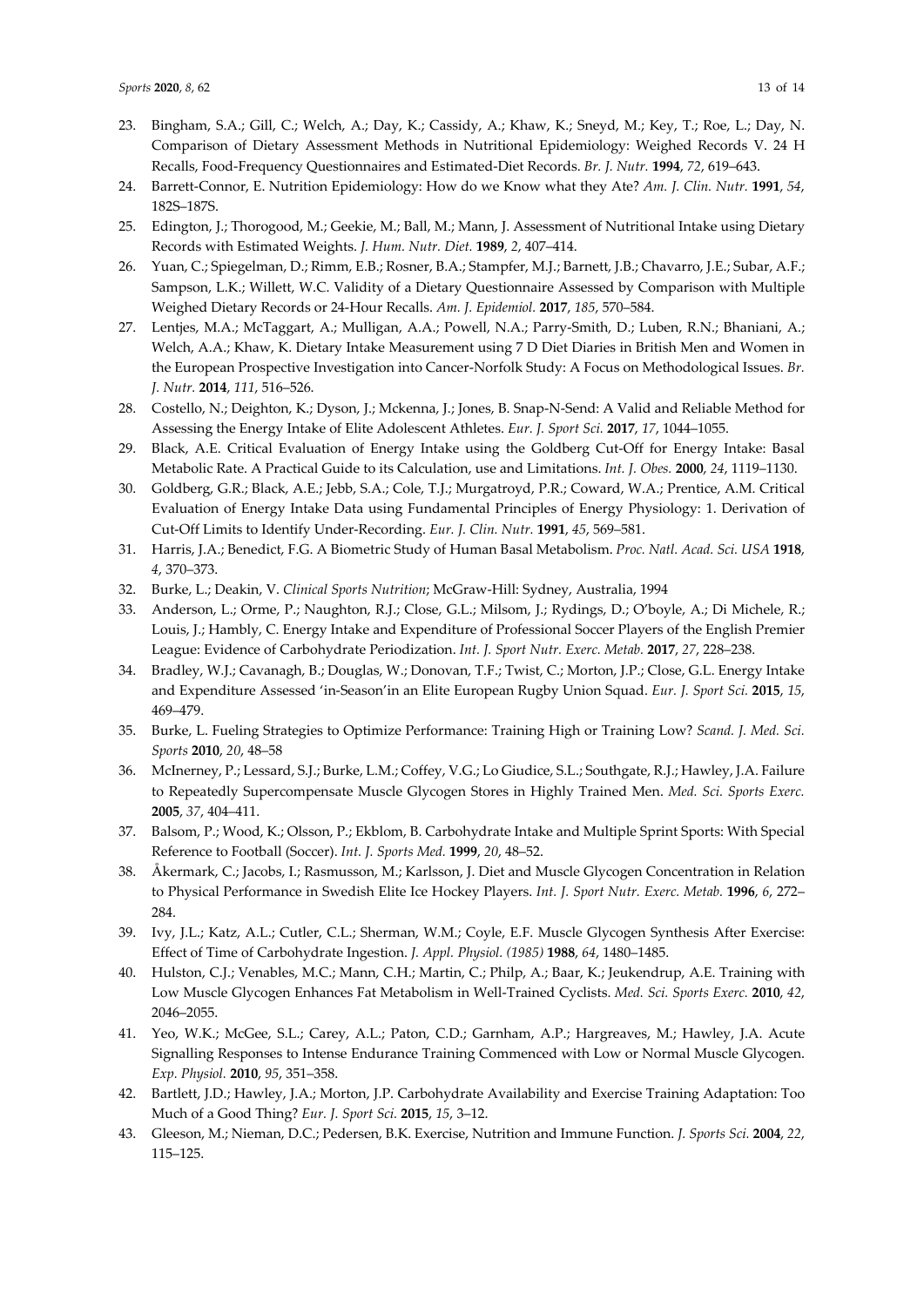23. Bingham, S.A.; Gill, C.; Welch, A.; Day, K.; Cassidy, A.; Khaw, K.; Sneyd, M.; Key, T.; Roe, L.; Day, N. Comparison of Dietary Assessment Methods in Nutritional Epidemiology: Weighed Records V. 24 H Recalls, Food-Frequency Questionnaires and Estimated-Diet Records. *Br. J. Nutr.* **1994**, *72*, 619–643.
24. Barrett-Connor, E. Nutrition Epidemiology: How do we Know what they Ate? *Am. J. Clin. Nutr.* **1991**, *54*, 182S–187S.
25. Edington, J.; Thorogood, M.; Geekie, M.; Ball, M.; Mann, J. Assessment of Nutritional Intake using Dietary Records with Estimated Weights. *J. Hum. Nutr. Diet.* **1989**, *2*, 407–414.
26. Yuan, C.; Spiegelman, D.; Rimm, E.B.; Rosner, B.A.; Stampfer, M.J.; Barnett, J.B.; Chavarro, J.E.; Subar, A.F.; Sampson, L.K.; Willett, W.C. Validity of a Dietary Questionnaire Assessed by Comparison with Multiple Weighed Dietary Records or 24-Hour Recalls. *Am. J. Epidemiol.* **2017**, *185*, 570–584.
27. Lentjes, M.A.; McTaggart, A.; Mulligan, A.A.; Powell, N.A.; Parry-Smith, D.; Luben, R.N.; Bhaniani, A.; Welch, A.A.; Khaw, K. Dietary Intake Measurement using 7 D Diet Diaries in British Men and Women in the European Prospective Investigation into Cancer-Norfolk Study: A Focus on Methodological Issues. *Br. J. Nutr.* **2014**, *111*, 516–526.
28. Costello, N.; Deighton, K.; Dyson, J.; Mckenna, J.; Jones, B. Snap-N-Send: A Valid and Reliable Method for Assessing the Energy Intake of Elite Adolescent Athletes. *Eur. J. Sport Sci.* **2017**, *17*, 1044–1055.
29. Black, A.E. Critical Evaluation of Energy Intake using the Goldberg Cut-Off for Energy Intake: Basal Metabolic Rate. A Practical Guide to its Calculation, use and Limitations. *Int. J. Obes.* **2000**, *24*, 1119–1130.
30. Goldberg, G.R.; Black, A.E.; Jebb, S.A.; Cole, T.J.; Murgatroyd, P.R.; Coward, W.A.; Prentice, A.M. Critical Evaluation of Energy Intake Data using Fundamental Principles of Energy Physiology: 1. Derivation of Cut-Off Limits to Identify Under-Recording. *Eur. J. Clin. Nutr.* **1991**, *45*, 569–581.
31. Harris, J.A.; Benedict, F.G. A Biometric Study of Human Basal Metabolism. *Proc. Natl. Acad. Sci. USA* **1918**, *4*, 370–373.
32. Burke, L.; Deakin, V. *Clinical Sports Nutrition*; McGraw-Hill: Sydney, Australia, 1994
33. Anderson, L.; Orme, P.; Naughton, R.J.; Close, G.L.; Milsom, J.; Rydings, D.; O'boyle, A.; Di Michele, R.; Louis, J.; Hambly, C. Energy Intake and Expenditure of Professional Soccer Players of the English Premier League: Evidence of Carbohydrate Periodization. *Int. J. Sport Nutr. Exerc. Metab.* **2017**, *27*, 228–238.
34. Bradley, W.J.; Cavanagh, B.; Douglas, W.; Donovan, T.F.; Twist, C.; Morton, J.P.; Close, G.L. Energy Intake and Expenditure Assessed 'in-Season'in an Elite European Rugby Union Squad. *Eur. J. Sport Sci.* **2015**, *15*, 469–479.
35. Burke, L. Fueling Strategies to Optimize Performance: Training High or Training Low? *Scand. J. Med. Sci. Sports* **2010**, *20*, 48–58
36. McInerney, P.; Lessard, S.J.; Burke, L.M.; Coffey, V.G.; Lo Giudice, S.L.; Southgate, R.J.; Hawley, J.A. Failure to Repeatedly Supercompensate Muscle Glycogen Stores in Highly Trained Men. *Med. Sci. Sports Exerc.* **2005**, *37*, 404–411.
37. Balsom, P.; Wood, K.; Olsson, P.; Ekblom, B. Carbohydrate Intake and Multiple Sprint Sports: With Special Reference to Football (Soccer). *Int. J. Sports Med.* **1999**, *20*, 48–52.
38. Åkermark, C.; Jacobs, I.; Rasmusson, M.; Karlsson, J. Diet and Muscle Glycogen Concentration in Relation to Physical Performance in Swedish Elite Ice Hockey Players. *Int. J. Sport Nutr. Exerc. Metab.* **1996**, *6*, 272–284.
39. Ivy, J.L.; Katz, A.L.; Cutler, C.L.; Sherman, W.M.; Coyle, E.F. Muscle Glycogen Synthesis After Exercise: Effect of Time of Carbohydrate Ingestion. *J. Appl. Physiol. (1985)* **1988**, *64*, 1480–1485.
40. Hulston, C.J.; Venables, M.C.; Mann, C.H.; Martin, C.; Philp, A.; Baar, K.; Jeukendrup, A.E. Training with Low Muscle Glycogen Enhances Fat Metabolism in Well-Trained Cyclists. *Med. Sci. Sports Exerc.* **2010**, *42*, 2046–2055.
41. Yeo, W.K.; McGee, S.L.; Carey, A.L.; Paton, C.D.; Garnham, A.P.; Hargreaves, M.; Hawley, J.A. Acute Signalling Responses to Intense Endurance Training Commenced with Low or Normal Muscle Glycogen. *Exp. Physiol.* **2010**, *95*, 351–358.
42. Bartlett, J.D.; Hawley, J.A.; Morton, J.P. Carbohydrate Availability and Exercise Training Adaptation: Too Much of a Good Thing? *Eur. J. Sport Sci.* **2015**, *15*, 3–12.
43. Gleeson, M.; Nieman, D.C.; Pedersen, B.K. Exercise, Nutrition and Immune Function. *J. Sports Sci.* **2004**, *22*, 115–125.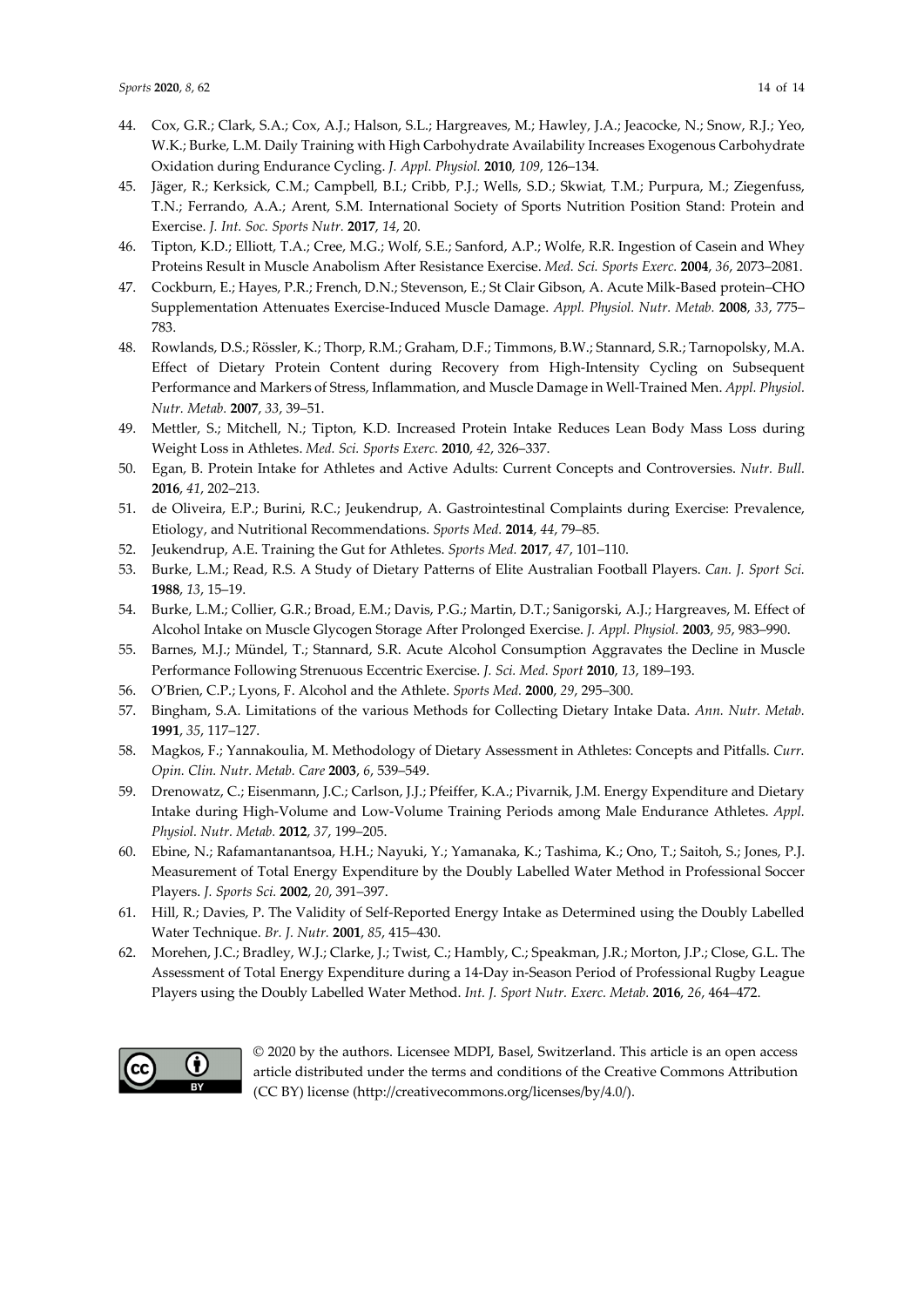44. Cox, G.R.; Clark, S.A.; Cox, A.J.; Halson, S.L.; Hargreaves, M.; Hawley, J.A.; Jeacocke, N.; Snow, R.J.; Yeo, W.K.; Burke, L.M. Daily Training with High Carbohydrate Availability Increases Exogenous Carbohydrate Oxidation during Endurance Cycling. *J. Appl. Physiol.* **2010**, *109*, 126–134.
45. Jäger, R.; Kerksick, C.M.; Campbell, B.I.; Cribb, P.J.; Wells, S.D.; Skwiat, T.M.; Purpura, M.; Ziegenfuss, T.N.; Ferrando, A.A.; Arent, S.M. International Society of Sports Nutrition Position Stand: Protein and Exercise. *J. Int. Soc. Sports Nutr.* **2017**, *14*, 20.
46. Tipton, K.D.; Elliott, T.A.; Cree, M.G.; Wolf, S.E.; Sanford, A.P.; Wolfe, R.R. Ingestion of Casein and Whey Proteins Result in Muscle Anabolism After Resistance Exercise. *Med. Sci. Sports Exerc.* **2004**, *36*, 2073–2081.
47. Cockburn, E.; Hayes, P.R.; French, D.N.; Stevenson, E.; St Clair Gibson, A. Acute Milk-Based protein–CHO Supplementation Attenuates Exercise-Induced Muscle Damage. *Appl. Physiol. Nutr. Metab.* **2008**, *33*, 775–783.
48. Rowlands, D.S.; Rössler, K.; Thorp, R.M.; Graham, D.F.; Timmons, B.W.; Stannard, S.R.; Tarnopolsky, M.A. Effect of Dietary Protein Content during Recovery from High-Intensity Cycling on Subsequent Performance and Markers of Stress, Inflammation, and Muscle Damage in Well-Trained Men. *Appl. Physiol. Nutr. Metab.* **2007**, *33*, 39–51.
49. Mettler, S.; Mitchell, N.; Tipton, K.D. Increased Protein Intake Reduces Lean Body Mass Loss during Weight Loss in Athletes. *Med. Sci. Sports Exerc.* **2010**, *42*, 326–337.
50. Egan, B. Protein Intake for Athletes and Active Adults: Current Concepts and Controversies. *Nutr. Bull.* **2016**, *41*, 202–213.
51. de Oliveira, E.P.; Burini, R.C.; Jeukendrup, A. Gastrointestinal Complaints during Exercise: Prevalence, Etiology, and Nutritional Recommendations. *Sports Med.* **2014**, *44*, 79–85.
52. Jeukendrup, A.E. Training the Gut for Athletes. *Sports Med.* **2017**, *47*, 101–110.
53. Burke, L.M.; Read, R.S. A Study of Dietary Patterns of Elite Australian Football Players. *Can. J. Sport Sci.* **1988**, *13*, 15–19.
54. Burke, L.M.; Collier, G.R.; Broad, E.M.; Davis, P.G.; Martin, D.T.; Sanigorski, A.J.; Hargreaves, M. Effect of Alcohol Intake on Muscle Glycogen Storage After Prolonged Exercise. *J. Appl. Physiol.* **2003**, *95*, 983–990.
55. Barnes, M.J.; Mündel, T.; Stannard, S.R. Acute Alcohol Consumption Aggravates the Decline in Muscle Performance Following Strenuous Eccentric Exercise. *J. Sci. Med. Sport* **2010**, *13*, 189–193.
56. O'Brien, C.P.; Lyons, F. Alcohol and the Athlete. *Sports Med.* **2000**, *29*, 295–300.
57. Bingham, S.A. Limitations of the various Methods for Collecting Dietary Intake Data. *Ann. Nutr. Metab.* **1991**, *35*, 117–127.
58. Magkos, F.; Yannakoulia, M. Methodology of Dietary Assessment in Athletes: Concepts and Pitfalls. *Curr. Opin. Clin. Nutr. Metab. Care* **2003**, *6*, 539–549.
59. Drenowatz, C.; Eisenmann, J.C.; Carlson, J.J.; Pfeiffer, K.A.; Pivarnik, J.M. Energy Expenditure and Dietary Intake during High-Volume and Low-Volume Training Periods among Male Endurance Athletes. *Appl. Physiol. Nutr. Metab.* **2012**, *37*, 199–205.
60. Ebine, N.; Rafamantanantsoa, H.H.; Nayuki, Y.; Yamanaka, K.; Tashima, K.; Ono, T.; Saitoh, S.; Jones, P.J. Measurement of Total Energy Expenditure by the Doubly Labelled Water Method in Professional Soccer Players. *J. Sports Sci.* **2002**, *20*, 391–397.
61. Hill, R.; Davies, P. The Validity of Self-Reported Energy Intake as Determined using the Doubly Labelled Water Technique. *Br. J. Nutr.* **2001**, *85*, 415–430.
62. Morehen, J.C.; Bradley, W.J.; Clarke, J.; Twist, C.; Hambly, C.; Speakman, J.R.; Morton, J.P.; Close, G.L. The Assessment of Total Energy Expenditure during a 14-Day in-Season Period of Professional Rugby League Players using the Doubly Labelled Water Method. *Int. J. Sport Nutr. Exerc. Metab.* **2016**, *26*, 464–472.

© 2020 by the authors. Licensee MDPI, Basel, Switzerland. This article is an open access article distributed under the terms and conditions of the Creative Commons Attribution (CC BY) license (http://creativecommons.org/licenses/by/4.0/).